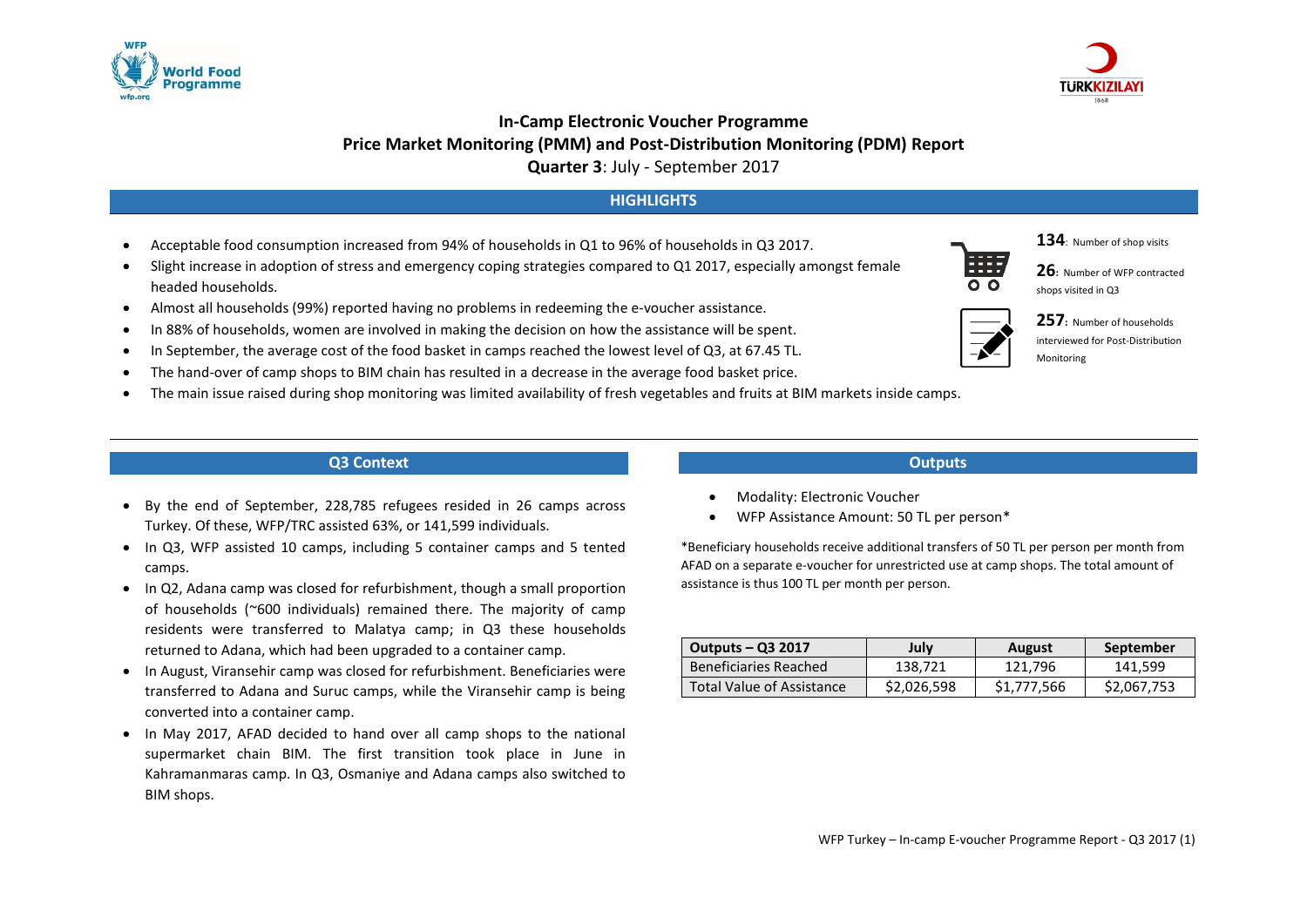# In-Camp Electronic Voucher Programme
# Price Market Monitoring (PMM) and Post-Distribution Monitoring (PDM) Report
**Quarter 3**: July - September 2017

## HIGHLIGHTS

- Acceptable food consumption increased from 94% of households in Q1 to 96% of households in Q3 2017.
- Slight increase in adoption of stress and emergency coping strategies compared to Q1 2017, especially amongst female headed households.
- Almost all households (99%) reported having no problems in redeeming the e-voucher assistance.
- In 88% of households, women are involved in making the decision on how the assistance will be spent.
- In September, the average cost of the food basket in camps reached the lowest level of Q3, at 67.45 TL.
- The hand-over of camp shops to BIM chain has resulted in a decrease in the average food basket price.
- The main issue raised during shop monitoring was limited availability of fresh vegetables and fruits at BIM markets inside camps.

**134**: Number of shop visits

**26**: Number of WFP contracted shops visited in Q3

**257**: Number of households interviewed for Post-Distribution Monitoring

## Q3 Context

- By the end of September, 228,785 refugees resided in 26 camps across Turkey. Of these, WFP/TRC assisted 63%, or 141,599 individuals.
- In Q3, WFP assisted 10 camps, including 5 container camps and 5 tented camps.
- In Q2, Adana camp was closed for refurbishment, though a small proportion of households (~600 individuals) remained there. The majority of camp residents were transferred to Malatya camp; in Q3 these households returned to Adana, which had been upgraded to a container camp.
- In August, Viransehir camp was closed for refurbishment. Beneficiaries were transferred to Adana and Suruc camps, while the Viransehir camp is being converted into a container camp.
- In May 2017, AFAD decided to hand over all camp shops to the national supermarket chain BIM. The first transition took place in June in Kahramanmaras camp. In Q3, Osmaniye and Adana camps also switched to BIM shops.

## Outputs

- Modality: Electronic Voucher
- WFP Assistance Amount: 50 TL per person*

*Beneficiary households receive additional transfers of 50 TL per person per month from AFAD on a separate e-voucher for unrestricted use at camp shops. The total amount of assistance is thus 100 TL per month per person.

| Outputs – Q3 2017 | July | August | September |
|---|---|---|---|
| Beneficiaries Reached | 138,721 | 121,796 | 141,599 |
| Total Value of Assistance | $2,026,598 | $1,777,566 | $2,067,753 |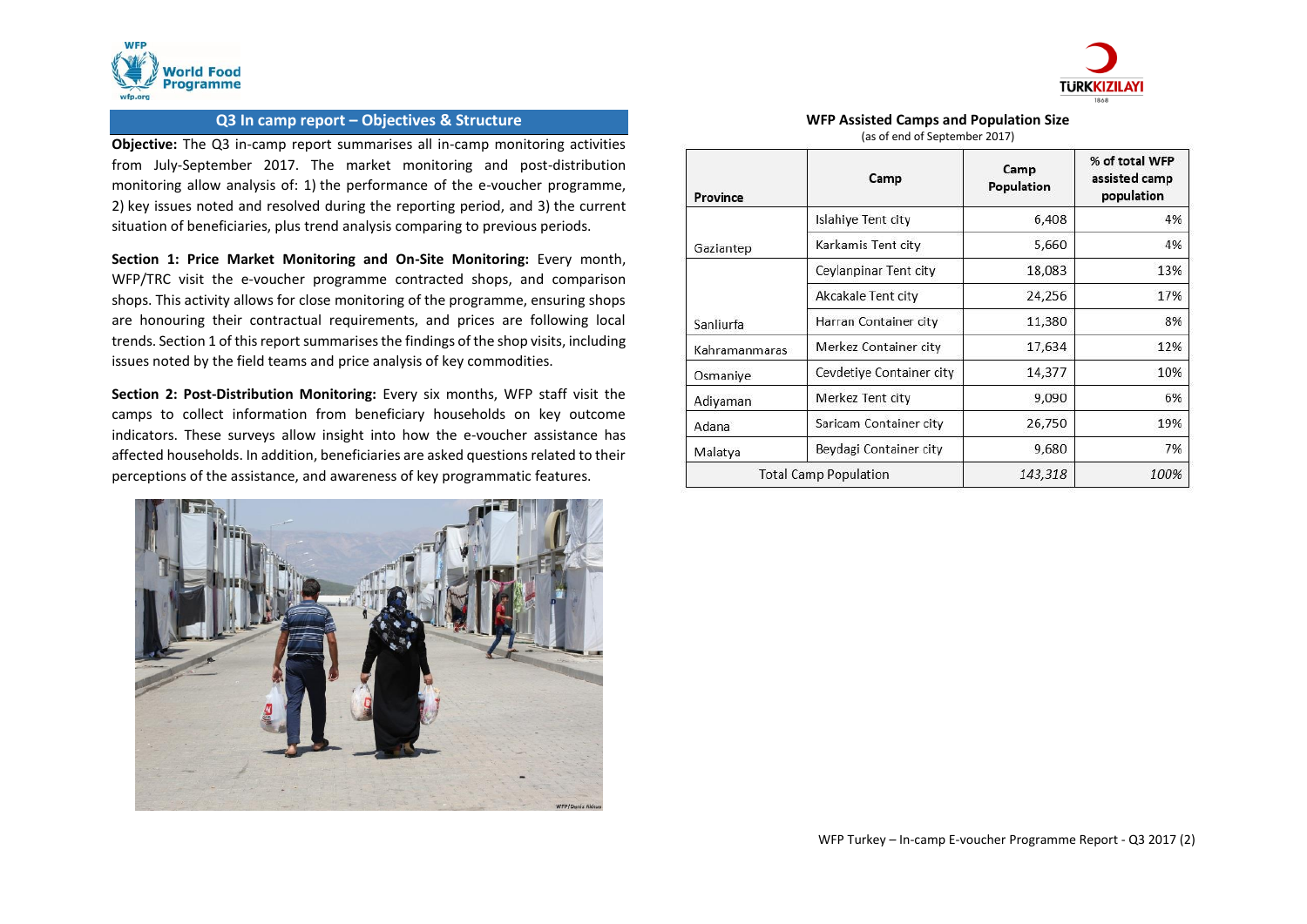## Q3 In camp report – Objectives & Structure

**Objective:** The Q3 in-camp report summarises all in-camp monitoring activities from July-September 2017. The market monitoring and post-distribution monitoring allow analysis of: 1) the performance of the e-voucher programme, 2) key issues noted and resolved during the reporting period, and 3) the current situation of beneficiaries, plus trend analysis comparing to previous periods.

**Section 1: Price Market Monitoring and On-Site Monitoring:** Every month, WFP/TRC visit the e-voucher programme contracted shops, and comparison shops. This activity allows for close monitoring of the programme, ensuring shops are honouring their contractual requirements, and prices are following local trends. Section 1 of this report summarises the findings of the shop visits, including issues noted by the field teams and price analysis of key commodities.

**Section 2: Post-Distribution Monitoring:** Every six months, WFP staff visit the camps to collect information from beneficiary households on key outcome indicators. These surveys allow insight into how the e-voucher assistance has affected households. In addition, beneficiaries are asked questions related to their perceptions of the assistance, and awareness of key programmatic features.

WFP/Deniz Akkuş

**WFP Assisted Camps and Population Size**
(as of end of September 2017)

| Province | Camp | Camp Population | % of total WFP assisted camp population |
|---|---|---|---|
| Gaziantep | Islahiye Tent city | 6,408 | 4% |
| | Karkamis Tent city | 5,660 | 4% |
| Sanliurfa | Ceylanpinar Tent city | 18,083 | 13% |
| | Akcakale Tent city | 24,256 | 17% |
| | Harran Container city | 11,380 | 8% |
| Kahramanmaras | Merkez Container city | 17,634 | 12% |
| Osmaniye | Cevdetiye Container city | 14,377 | 10% |
| Adiyaman | Merkez Tent city | 9,090 | 6% |
| Adana | Saricam Container city | 26,750 | 19% |
| Malatya | Beydagi Container city | 9,680 | 7% |
| Total Camp Population | | *143,318* | *100%* |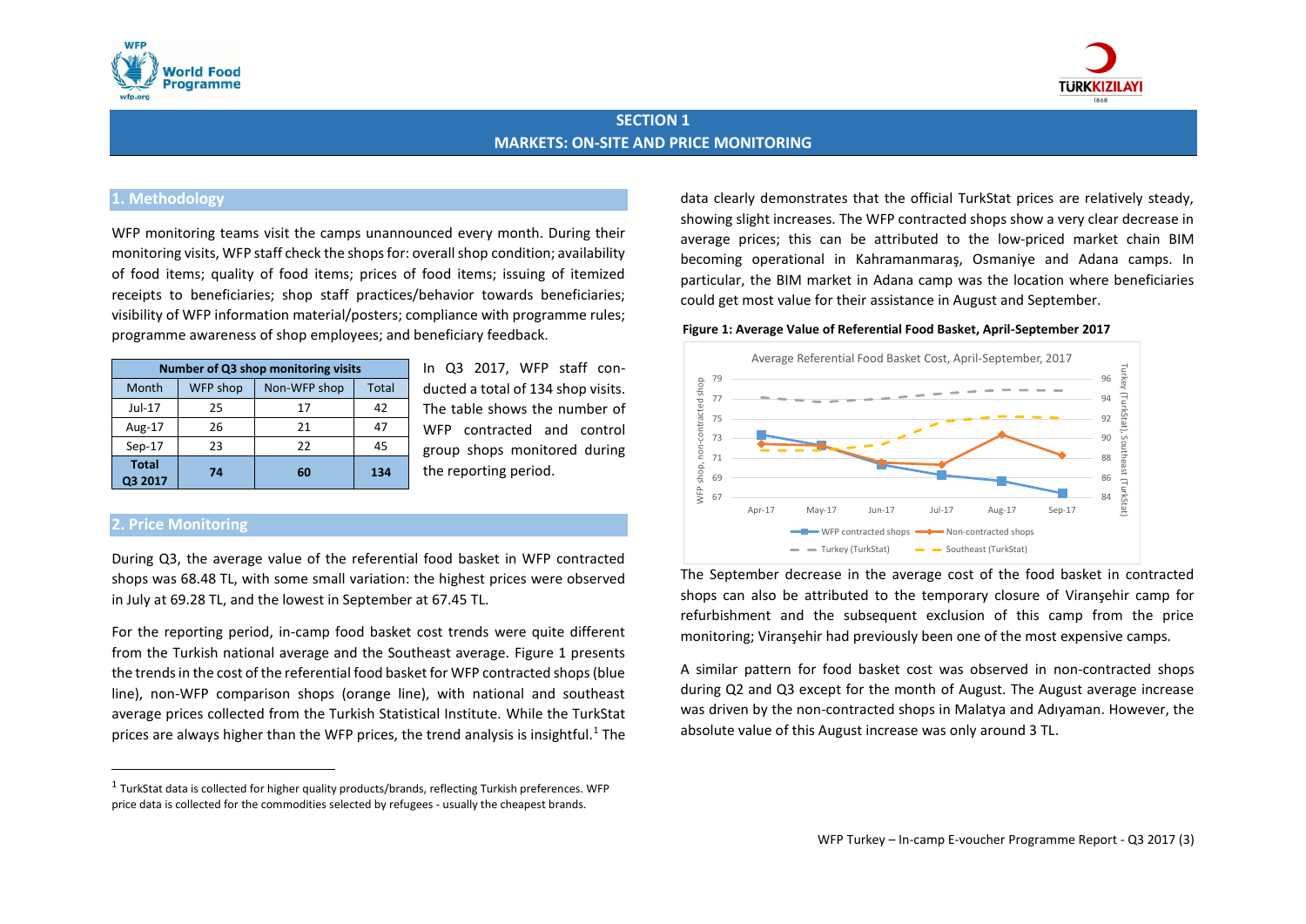# SECTION 1
## MARKETS: ON-SITE AND PRICE MONITORING

### 1. Methodology

WFP monitoring teams visit the camps unannounced every month. During their monitoring visits, WFP staff check the shops for: overall shop condition; availability of food items; quality of food items; prices of food items; issuing of itemized receipts to beneficiaries; shop staff practices/behavior towards beneficiaries; visibility of WFP information material/posters; compliance with programme rules; programme awareness of shop employees; and beneficiary feedback.

| Number of Q3 shop monitoring visits | | | |
|---|---|---|---|
| Month | WFP shop | Non-WFP shop | Total |
| Jul-17 | 25 | 17 | 42 |
| Aug-17 | 26 | 21 | 47 |
| Sep-17 | 23 | 22 | 45 |
| **Total Q3 2017** | **74** | **60** | **134** |

In Q3 2017, WFP staff conducted a total of 134 shop visits. The table shows the number of WFP contracted and control group shops monitored during the reporting period.

### 2. Price Monitoring

During Q3, the average value of the referential food basket in WFP contracted shops was 68.48 TL, with some small variation: the highest prices were observed in July at 69.28 TL, and the lowest in September at 67.45 TL.

For the reporting period, in-camp food basket cost trends were quite different from the Turkish national average and the Southeast average. Figure 1 presents the trends in the cost of the referential food basket for WFP contracted shops (blue line), non-WFP comparison shops (orange line), with national and southeast average prices collected from the Turkish Statistical Institute. While the TurkStat prices are always higher than the WFP prices, the trend analysis is insightful.[1] The data clearly demonstrates that the official TurkStat prices are relatively steady, showing slight increases. The WFP contracted shops show a very clear decrease in average prices; this can be attributed to the low-priced market chain BIM becoming operational in Kahramanmaraş, Osmaniye and Adana camps. In particular, the BIM market in Adana camp was the location where beneficiaries could get most value for their assistance in August and September.

**Figure 1: Average Value of Referential Food Basket, April-September 2017**

The September decrease in the average cost of the food basket in contracted shops can also be attributed to the temporary closure of Viranşehir camp for refurbishment and the subsequent exclusion of this camp from the price monitoring; Viranşehir had previously been one of the most expensive camps.

A similar pattern for food basket cost was observed in non-contracted shops during Q2 and Q3 except for the month of August. The August average increase was driven by the non-contracted shops in Malatya and Adıyaman. However, the absolute value of this August increase was only around 3 TL.

---

[1] TurkStat data is collected for higher quality products/brands, reflecting Turkish preferences. WFP price data is collected for the commodities selected by refugees - usually the cheapest brands.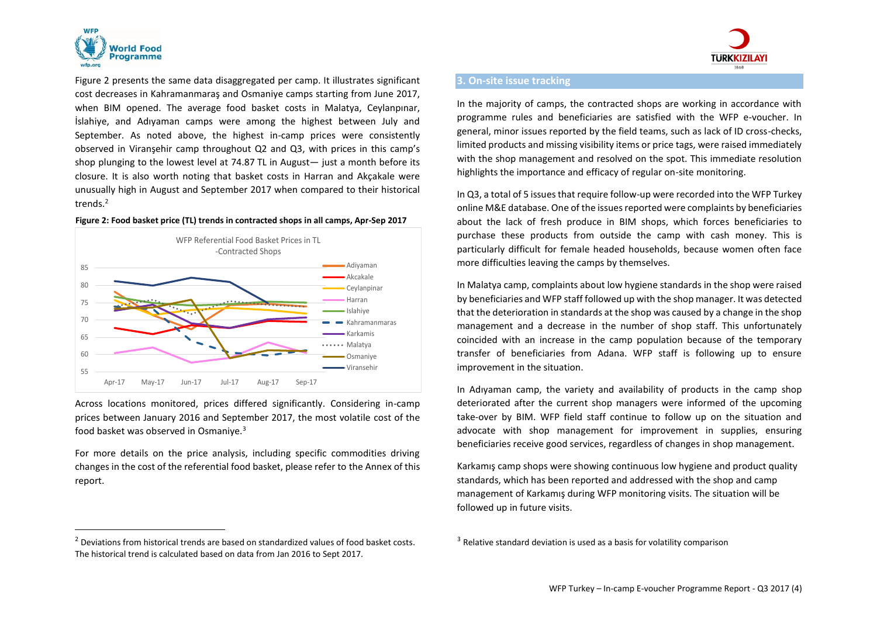Figure 2 presents the same data disaggregated per camp. It illustrates significant cost decreases in Kahramanmaraş and Osmaniye camps starting from June 2017, when BIM opened. The average food basket costs in Malatya, Ceylanpınar, İslahiye, and Adıyaman camps were among the highest between July and September. As noted above, the highest in-camp prices were consistently observed in Viranşehir camp throughout Q2 and Q3, with prices in this camp's shop plunging to the lowest level at 74.87 TL in August— just a month before its closure. It is also worth noting that basket costs in Harran and Akçakale were unusually high in August and September 2017 when compared to their historical trends.[2]

**Figure 2: Food basket price (TL) trends in contracted shops in all camps, Apr-Sep 2017**

Across locations monitored, prices differed significantly. Considering in-camp prices between January 2016 and September 2017, the most volatile cost of the food basket was observed in Osmaniye.[3]

For more details on the price analysis, including specific commodities driving changes in the cost of the referential food basket, please refer to the Annex of this report.

## 3. On-site issue tracking

In the majority of camps, the contracted shops are working in accordance with programme rules and beneficiaries are satisfied with the WFP e-voucher. In general, minor issues reported by the field teams, such as lack of ID cross-checks, limited products and missing visibility items or price tags, were raised immediately with the shop management and resolved on the spot. This immediate resolution highlights the importance and efficacy of regular on-site monitoring.

In Q3, a total of 5 issues that require follow-up were recorded into the WFP Turkey online M&E database. One of the issues reported were complaints by beneficiaries about the lack of fresh produce in BIM shops, which forces beneficiaries to purchase these products from outside the camp with cash money. This is particularly difficult for female headed households, because women often face more difficulties leaving the camps by themselves.

In Malatya camp, complaints about low hygiene standards in the shop were raised by beneficiaries and WFP staff followed up with the shop manager. It was detected that the deterioration in standards at the shop was caused by a change in the shop management and a decrease in the number of shop staff. This unfortunately coincided with an increase in the camp population because of the temporary transfer of beneficiaries from Adana. WFP staff is following up to ensure improvement in the situation.

In Adıyaman camp, the variety and availability of products in the camp shop deteriorated after the current shop managers were informed of the upcoming take-over by BIM. WFP field staff continue to follow up on the situation and advocate with shop management for improvement in supplies, ensuring beneficiaries receive good services, regardless of changes in shop management.

Karkamış camp shops were showing continuous low hygiene and product quality standards, which has been reported and addressed with the shop and camp management of Karkamış during WFP monitoring visits. The situation will be followed up in future visits.

---

[2] Deviations from historical trends are based on standardized values of food basket costs. The historical trend is calculated based on data from Jan 2016 to Sept 2017.

[3] Relative standard deviation is used as a basis for volatility comparison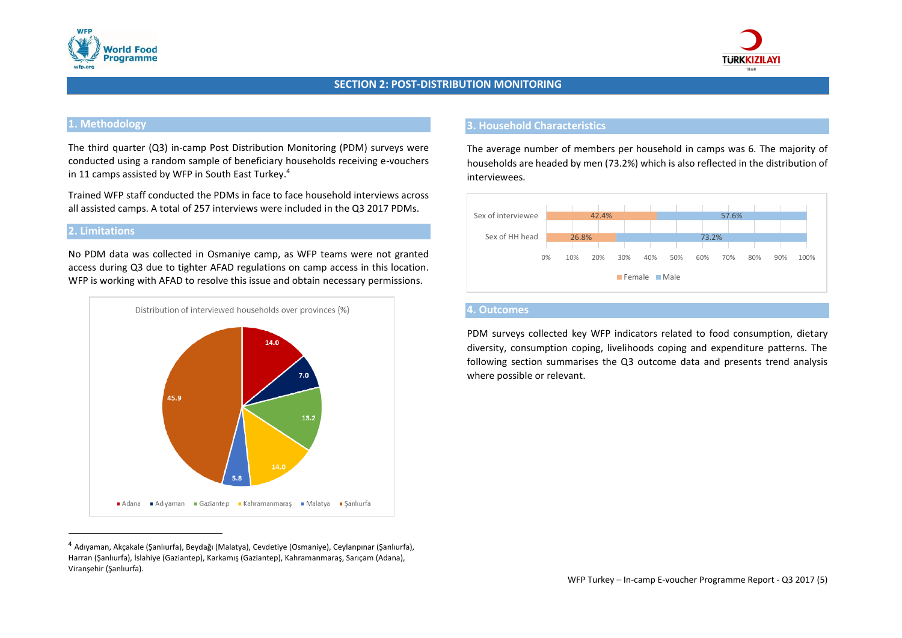## SECTION 2: POST-DISTRIBUTION MONITORING

### 1. Methodology

The third quarter (Q3) in-camp Post Distribution Monitoring (PDM) surveys were conducted using a random sample of beneficiary households receiving e-vouchers in 11 camps assisted by WFP in South East Turkey.[4]

Trained WFP staff conducted the PDMs in face to face household interviews across all assisted camps. A total of 257 interviews were included in the Q3 2017 PDMs.

### 2. Limitations

No PDM data was collected in Osmaniye camp, as WFP teams were not granted access during Q3 due to tighter AFAD regulations on camp access in this location. WFP is working with AFAD to resolve this issue and obtain necessary permissions.

Distribution of interviewed households over provinces (%)

| Province | % |
|---|---|
| Adana | 14.0 |
| Adıyaman | 7.0 |
| Gaziantep | 13.2 |
| Kahramanmaraş | 14.0 |
| Malatya | 5.8 |
| Şanlıurfa | 45.9 |

### 3. Household Characteristics

The average number of members per household in camps was 6. The majority of households are headed by men (73.2%) which is also reflected in the distribution of interviewees.

| | Female | Male |
|---|---|---|
| Sex of interviewee | 42.4% | 57.6% |
| Sex of HH head | 26.8% | 73.2% |

### 4. Outcomes

PDM surveys collected key WFP indicators related to food consumption, dietary diversity, consumption coping, livelihoods coping and expenditure patterns. The following section summarises the Q3 outcome data and presents trend analysis where possible or relevant.

---

[4] Adıyaman, Akçakale (Şanlıurfa), Beydağı (Malatya), Cevdetiye (Osmaniye), Ceylanpınar (Şanlıurfa), Harran (Şanlıurfa), İslahiye (Gaziantep), Karkamış (Gaziantep), Kahramanmaraş, Sarıçam (Adana), Viranşehir (Şanlıurfa).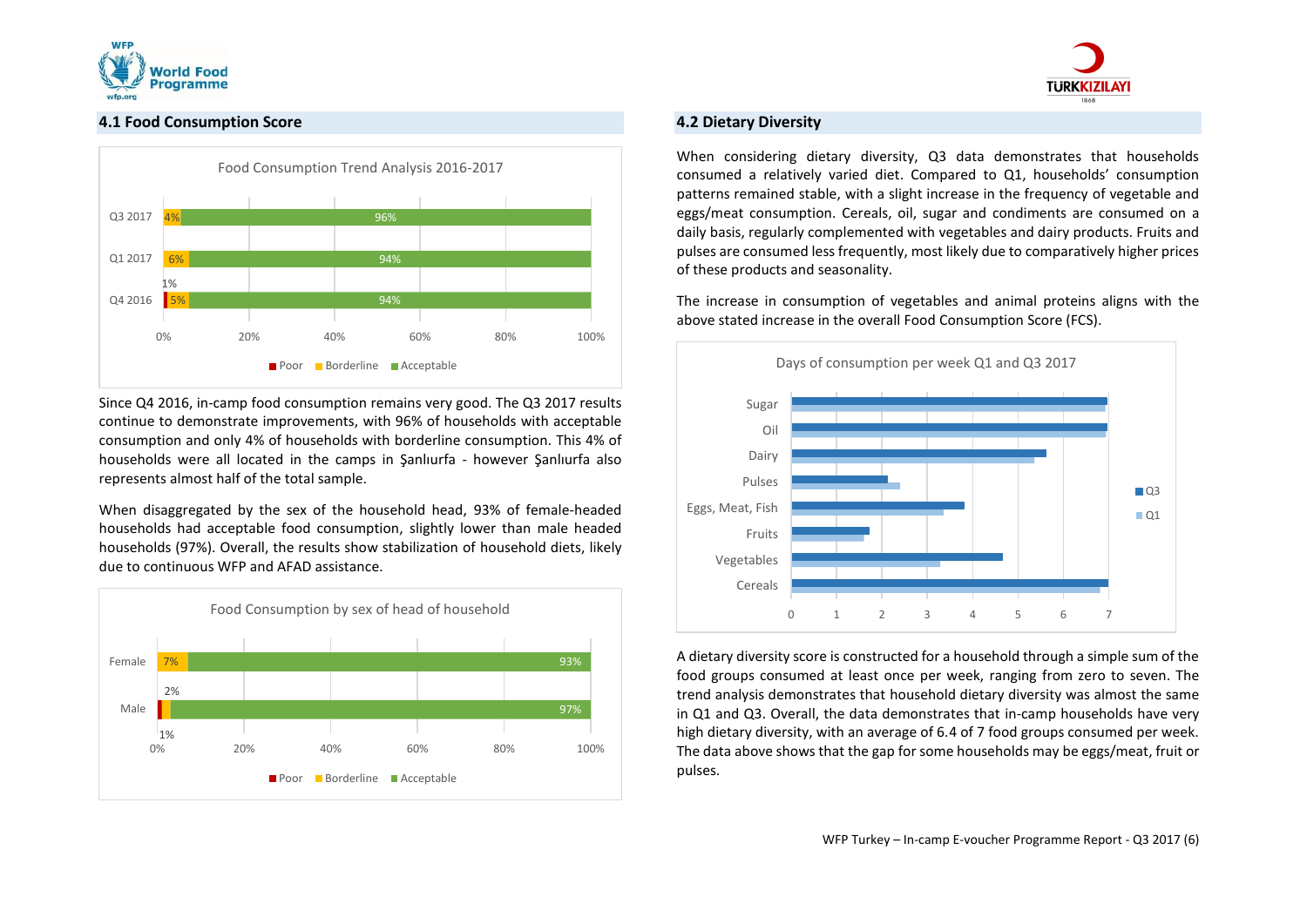## 4.1 Food Consumption Score

Food Consumption Trend Analysis 2016-2017

| | Poor | Borderline | Acceptable |
|---|---|---|---|
| Q3 2017 | | 4% | 96% |
| Q1 2017 | | 6% | 94% |
| Q4 2016 | 1% | 5% | 94% |

Since Q4 2016, in-camp food consumption remains very good. The Q3 2017 results continue to demonstrate improvements, with 96% of households with acceptable consumption and only 4% of households with borderline consumption. This 4% of households were all located in the camps in Şanlıurfa - however Şanlıurfa also represents almost half of the total sample.

When disaggregated by the sex of the household head, 93% of female-headed households had acceptable food consumption, slightly lower than male headed households (97%). Overall, the results show stabilization of household diets, likely due to continuous WFP and AFAD assistance.

Food Consumption by sex of head of household

| | Poor | Borderline | Acceptable |
|---|---|---|---|
| Female | | 7% | 93% |
| Male | 1% | 2% | 97% |

## 4.2 Dietary Diversity

When considering dietary diversity, Q3 data demonstrates that households consumed a relatively varied diet. Compared to Q1, households' consumption patterns remained stable, with a slight increase in the frequency of vegetable and eggs/meat consumption. Cereals, oil, sugar and condiments are consumed on a daily basis, regularly complemented with vegetables and dairy products. Fruits and pulses are consumed less frequently, most likely due to comparatively higher prices of these products and seasonality.

The increase in consumption of vegetables and animal proteins aligns with the above stated increase in the overall Food Consumption Score (FCS).

Days of consumption per week Q1 and Q3 2017

(Bar chart comparing Q3 and Q1 for Sugar, Oil, Dairy, Pulses, Eggs, Meat, Fish, Fruits, Vegetables, Cereals; axis 0–7)

A dietary diversity score is constructed for a household through a simple sum of the food groups consumed at least once per week, ranging from zero to seven. The trend analysis demonstrates that household dietary diversity was almost the same in Q1 and Q3. Overall, the data demonstrates that in-camp households have very high dietary diversity, with an average of 6.4 of 7 food groups consumed per week. The data above shows that the gap for some households may be eggs/meat, fruit or pulses.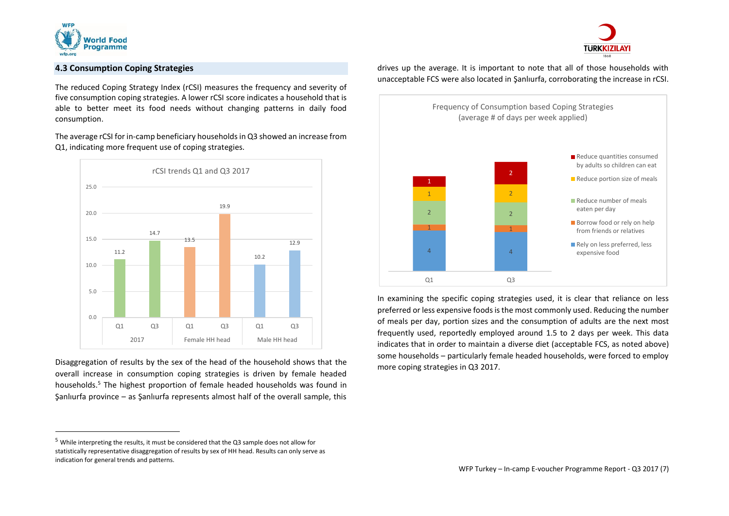## 4.3 Consumption Coping Strategies

The reduced Coping Strategy Index (rCSI) measures the frequency and severity of five consumption coping strategies. A lower rCSI score indicates a household that is able to better meet its food needs without changing patterns in daily food consumption.

The average rCSI for in-camp beneficiary households in Q3 showed an increase from Q1, indicating more frequent use of coping strategies.

**rCSI trends Q1 and Q3 2017**

| | Q1 | Q3 |
|---|---|---|
| 2017 | 11.2 | 14.7 |
| Female HH head | 13.5 | 19.9 |
| Male HH head | 10.2 | 12.9 |

Disaggregation of results by the sex of the head of the household shows that the overall increase in consumption coping strategies is driven by female headed households.[5] The highest proportion of female headed households was found in Şanlıurfa province – as Şanlıurfa represents almost half of the overall sample, this drives up the average. It is important to note that all of those households with unacceptable FCS were also located in Şanlıurfa, corroborating the increase in rCSI.

**Frequency of Consumption based Coping Strategies (average # of days per week applied)**

| Strategy | Q1 | Q3 |
|---|---|---|
| Reduce quantities consumed by adults so children can eat | 1 | 2 |
| Reduce portion size of meals | 1 | 2 |
| Reduce number of meals eaten per day | 2 | 2 |
| Borrow food or rely on help from friends or relatives | 1 | 1 |
| Rely on less preferred, less expensive food | 4 | 4 |

In examining the specific coping strategies used, it is clear that reliance on less preferred or less expensive foods is the most commonly used. Reducing the number of meals per day, portion sizes and the consumption of adults are the next most frequently used, reportedly employed around 1.5 to 2 days per week. This data indicates that in order to maintain a diverse diet (acceptable FCS, as noted above) some households – particularly female headed households, were forced to employ more coping strategies in Q3 2017.

[5] While interpreting the results, it must be considered that the Q3 sample does not allow for statistically representative disaggregation of results by sex of HH head. Results can only serve as indication for general trends and patterns.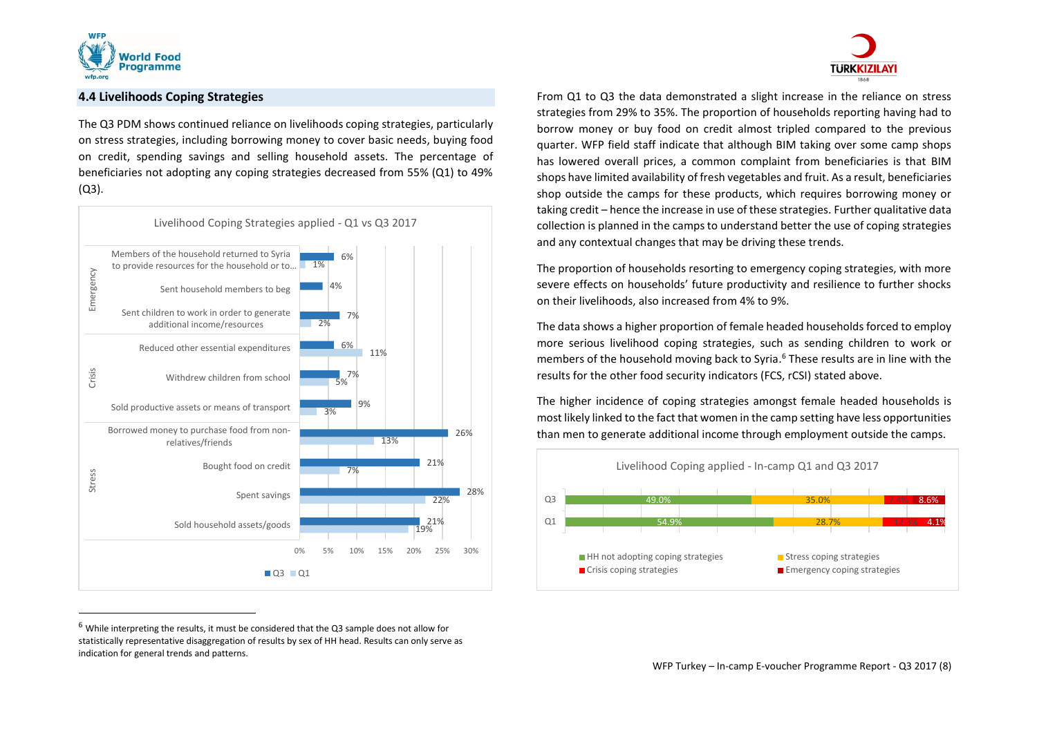## 4.4 Livelihoods Coping Strategies

The Q3 PDM shows continued reliance on livelihoods coping strategies, particularly on stress strategies, including borrowing money to cover basic needs, buying food on credit, spending savings and selling household assets. The percentage of beneficiaries not adopting any coping strategies decreased from 55% (Q1) to 49% (Q3).

**Livelihood Coping Strategies applied - Q1 vs Q3 2017**

| Category | Strategy | Q3 | Q1 |
|---|---|---|---|
| Emergency | Members of the household returned to Syria to provide resources for the household or to... | 6% | 1% |
| Emergency | Sent household members to beg | 4% | |
| Emergency | Sent children to work in order to generate additional income/resources | 7% | 2% |
| Crisis | Reduced other essential expenditures | 6% | 11% |
| Crisis | Withdrew children from school | 7% | 5% |
| Crisis | Sold productive assets or means of transport | 9% | 3% |
| Stress | Borrowed money to purchase food from non-relatives/friends | 26% | 13% |
| Stress | Bought food on credit | 21% | 7% |
| Stress | Spent savings | 28% | 22% |
| Stress | Sold household assets/goods | 21% | 19% |

From Q1 to Q3 the data demonstrated a slight increase in the reliance on stress strategies from 29% to 35%. The proportion of households reporting having had to borrow money or buy food on credit almost tripled compared to the previous quarter. WFP field staff indicate that although BIM taking over some camp shops has lowered overall prices, a common complaint from beneficiaries is that BIM shops have limited availability of fresh vegetables and fruit. As a result, beneficiaries shop outside the camps for these products, which requires borrowing money or taking credit – hence the increase in use of these strategies. Further qualitative data collection is planned in the camps to understand better the use of coping strategies and any contextual changes that may be driving these trends.

The proportion of households resorting to emergency coping strategies, with more severe effects on households' future productivity and resilience to further shocks on their livelihoods, also increased from 4% to 9%.

The data shows a higher proportion of female headed households forced to employ more serious livelihood coping strategies, such as sending children to work or members of the household moving back to Syria.[6] These results are in line with the results for the other food security indicators (FCS, rCSI) stated above.

The higher incidence of coping strategies amongst female headed households is most likely linked to the fact that women in the camp setting have less opportunities than men to generate additional income through employment outside the camps.

**Livelihood Coping applied - In-camp Q1 and Q3 2017**

| | HH not adopting coping strategies | Stress coping strategies | Crisis coping strategies | Emergency coping strategies |
|---|---|---|---|---|
| Q3 | 49.0% | 35.0% | 7.4% | 8.6% |
| Q1 | 54.9% | 28.7% | 12.3% | 4.1% |

[6] While interpreting the results, it must be considered that the Q3 sample does not allow for statistically representative disaggregation of results by sex of HH head. Results can only serve as indication for general trends and patterns.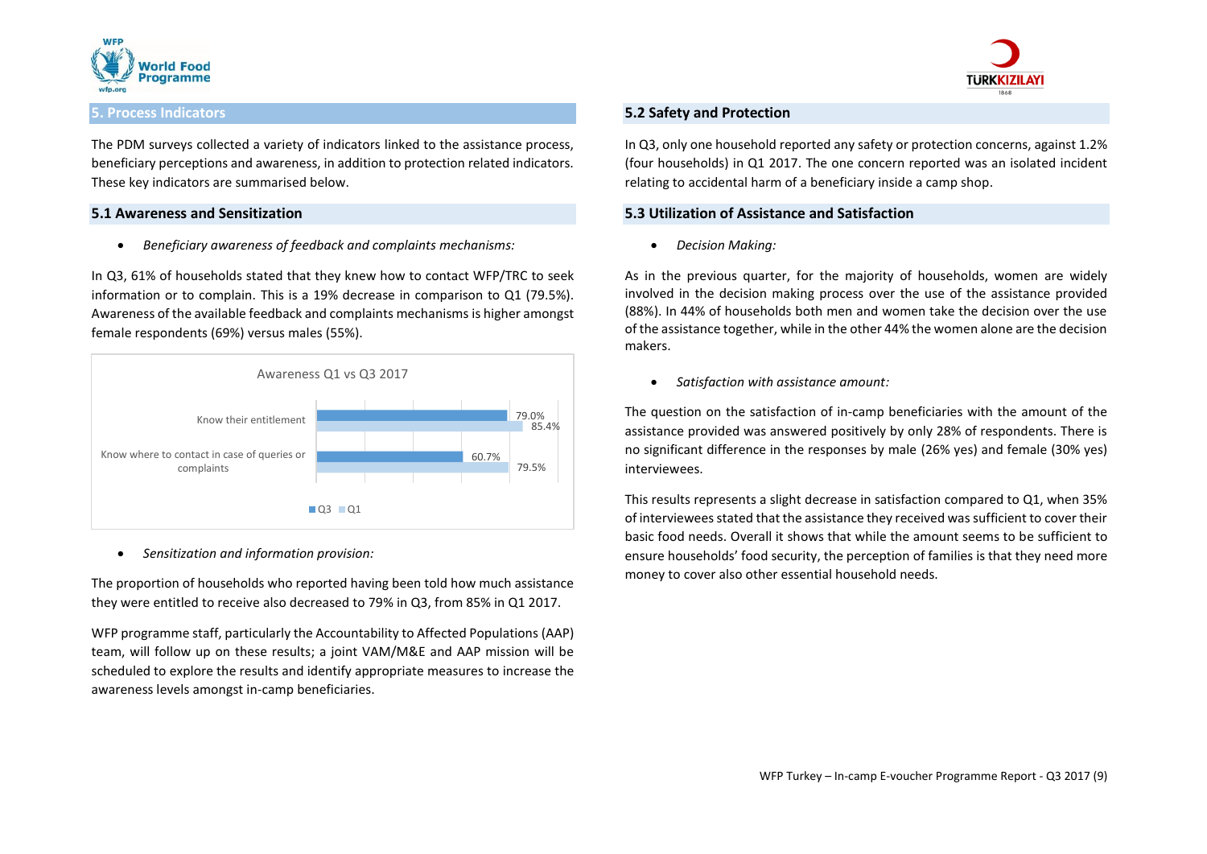## 5. Process Indicators

The PDM surveys collected a variety of indicators linked to the assistance process, beneficiary perceptions and awareness, in addition to protection related indicators. These key indicators are summarised below.

### 5.1 Awareness and Sensitization

- *Beneficiary awareness of feedback and complaints mechanisms:*

In Q3, 61% of households stated that they knew how to contact WFP/TRC to seek information or to complain. This is a 19% decrease in comparison to Q1 (79.5%). Awareness of the available feedback and complaints mechanisms is higher amongst female respondents (69%) versus males (55%).

**Awareness Q1 vs Q3 2017**

| | Q3 | Q1 |
|---|---|---|
| Know their entitlement | 79.0% | 85.4% |
| Know where to contact in case of queries or complaints | 60.7% | 79.5% |

- *Sensitization and information provision:*

The proportion of households who reported having been told how much assistance they were entitled to receive also decreased to 79% in Q3, from 85% in Q1 2017.

WFP programme staff, particularly the Accountability to Affected Populations (AAP) team, will follow up on these results; a joint VAM/M&E and AAP mission will be scheduled to explore the results and identify appropriate measures to increase the awareness levels amongst in-camp beneficiaries.

### 5.2 Safety and Protection

In Q3, only one household reported any safety or protection concerns, against 1.2% (four households) in Q1 2017. The one concern reported was an isolated incident relating to accidental harm of a beneficiary inside a camp shop.

### 5.3 Utilization of Assistance and Satisfaction

- *Decision Making:*

As in the previous quarter, for the majority of households, women are widely involved in the decision making process over the use of the assistance provided (88%). In 44% of households both men and women take the decision over the use of the assistance together, while in the other 44% the women alone are the decision makers.

- *Satisfaction with assistance amount:*

The question on the satisfaction of in-camp beneficiaries with the amount of the assistance provided was answered positively by only 28% of respondents. There is no significant difference in the responses by male (26% yes) and female (30% yes) interviewees.

This results represents a slight decrease in satisfaction compared to Q1, when 35% of interviewees stated that the assistance they received was sufficient to cover their basic food needs. Overall it shows that while the amount seems to be sufficient to ensure households' food security, the perception of families is that they need more money to cover also other essential household needs.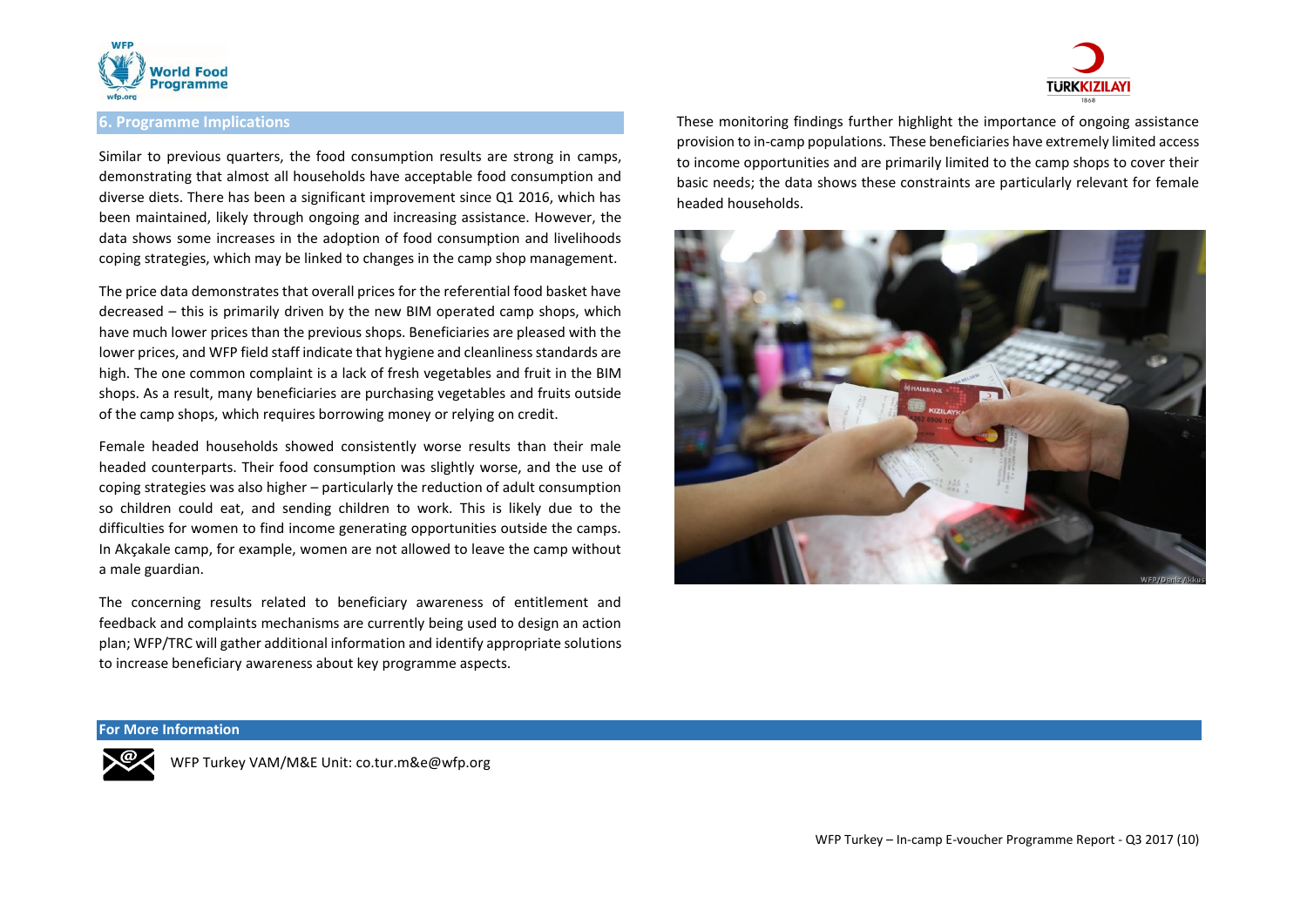## 6. Programme Implications

Similar to previous quarters, the food consumption results are strong in camps, demonstrating that almost all households have acceptable food consumption and diverse diets. There has been a significant improvement since Q1 2016, which has been maintained, likely through ongoing and increasing assistance. However, the data shows some increases in the adoption of food consumption and livelihoods coping strategies, which may be linked to changes in the camp shop management.

The price data demonstrates that overall prices for the referential food basket have decreased – this is primarily driven by the new BIM operated camp shops, which have much lower prices than the previous shops. Beneficiaries are pleased with the lower prices, and WFP field staff indicate that hygiene and cleanliness standards are high. The one common complaint is a lack of fresh vegetables and fruit in the BIM shops. As a result, many beneficiaries are purchasing vegetables and fruits outside of the camp shops, which requires borrowing money or relying on credit.

Female headed households showed consistently worse results than their male headed counterparts. Their food consumption was slightly worse, and the use of coping strategies was also higher – particularly the reduction of adult consumption so children could eat, and sending children to work. This is likely due to the difficulties for women to find income generating opportunities outside the camps. In Akçakale camp, for example, women are not allowed to leave the camp without a male guardian.

The concerning results related to beneficiary awareness of entitlement and feedback and complaints mechanisms are currently being used to design an action plan; WFP/TRC will gather additional information and identify appropriate solutions to increase beneficiary awareness about key programme aspects.

These monitoring findings further highlight the importance of ongoing assistance provision to in-camp populations. These beneficiaries have extremely limited access to income opportunities and are primarily limited to the camp shops to cover their basic needs; the data shows these constraints are particularly relevant for female headed households.

WFP/Deniz Akkus

### For More Information

WFP Turkey VAM/M&E Unit: co.tur.m&e@wfp.org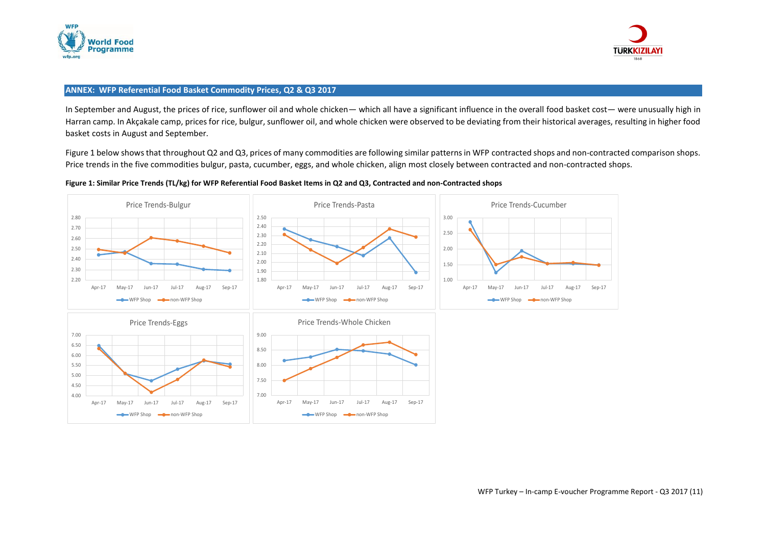## ANNEX: WFP Referential Food Basket Commodity Prices, Q2 & Q3 2017

In September and August, the prices of rice, sunflower oil and whole chicken— which all have a significant influence in the overall food basket cost— were unusually high in Harran camp. In Akçakale camp, prices for rice, bulgur, sunflower oil, and whole chicken were observed to be deviating from their historical averages, resulting in higher food basket costs in August and September.

Figure 1 below shows that throughout Q2 and Q3, prices of many commodities are following similar patterns in WFP contracted shops and non-contracted comparison shops. Price trends in the five commodities bulgur, pasta, cucumber, eggs, and whole chicken, align most closely between contracted and non-contracted shops.

**Figure 1: Similar Price Trends (TL/kg) for WFP Referential Food Basket Items in Q2 and Q3, Contracted and non-Contracted shops**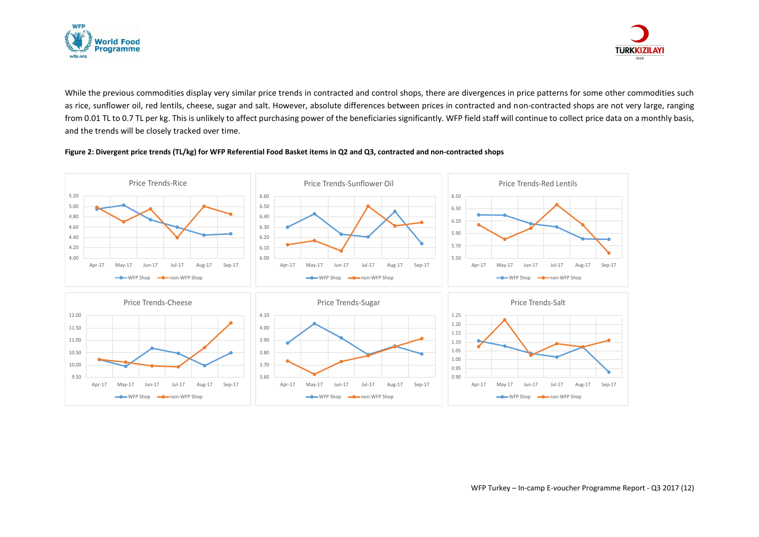While the previous commodities display very similar price trends in contracted and control shops, there are divergences in price patterns for some other commodities such as rice, sunflower oil, red lentils, cheese, sugar and salt. However, absolute differences between prices in contracted and non-contracted shops are not very large, ranging from 0.01 TL to 0.7 TL per kg. This is unlikely to affect purchasing power of the beneficiaries significantly. WFP field staff will continue to collect price data on a monthly basis, and the trends will be closely tracked over time.

**Figure 2: Divergent price trends (TL/kg) for WFP Referential Food Basket items in Q2 and Q3, contracted and non-contracted shops**

Price Trends-Rice

5.20
5.00
4.80
4.60
4.40
4.20
4.00

Apr-17 May-17 Jun-17 Jul-17 Aug-17 Sep-17

WFP Shop non-WFP Shop

Price Trends-Sunflower Oil

6.60
6.50
6.40
6.30
6.20
6.10
6.00

Apr-17 May-17 Jun-17 Jul-17 Aug-17 Sep-17

WFP Shop non-WFP Shop

Price Trends-Red Lentils

6.50
6.30
6.10
5.90
5.70
5.50

Apr-17 May-17 Jun-17 Jul-17 Aug-17 Sep-17

WFP Shop non-WFP Shop

Price Trends-Cheese

12.00
11.50
11.00
10.50
10.00
9.50

Apr-17 May-17 Jun-17 Jul-17 Aug-17 Sep-17

WFP Shop non-WFP Shop

Price Trends-Sugar

4.10
4.00
3.90
3.80
3.70
3.60

Apr-17 May-17 Jun-17 Jul-17 Aug-17 Sep-17

WFP Shop non-WFP Shop

Price Trends-Salt

1.25
1.20
1.15
1.10
1.05
1.00
0.95
0.90

Apr-17 May-17 Jun-17 Jul-17 Aug-17 Sep-17

WFP Shop non-WFP Shop